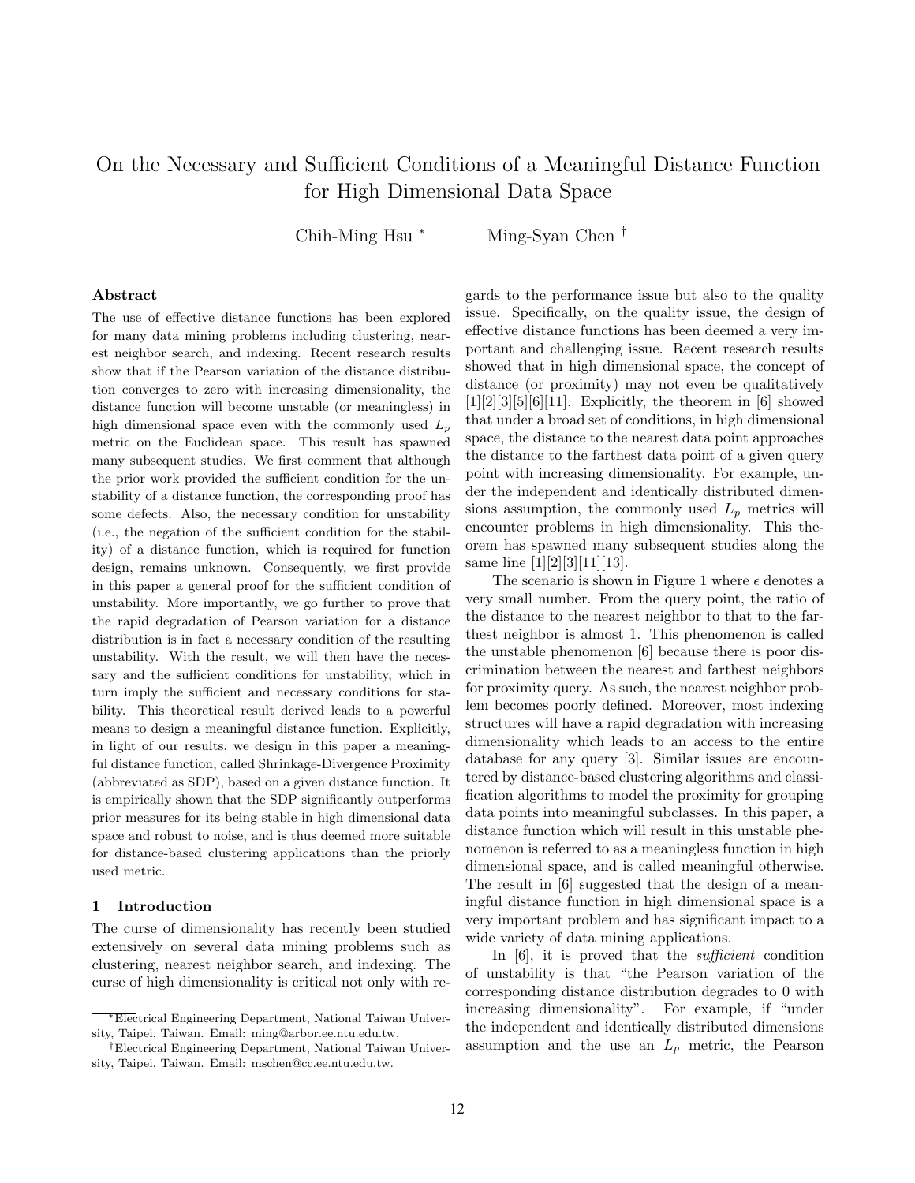# On the Necessary and Sufficient Conditions of a Meaningful Distance Function for High Dimensional Data Space

Chih-Ming Hsu [*] Ming-Syan Chen [†]

### Abstract

The use of effective distance functions has been explored for many data mining problems including clustering, nearest neighbor search, and indexing. Recent research results show that if the Pearson variation of the distance distribution converges to zero with increasing dimensionality, the distance function will become unstable (or meaningless) in high dimensional space even with the commonly used $L_p$ metric on the Euclidean space. This result has spawned many subsequent studies. We first comment that although the prior work provided the sufficient condition for the unstability of a distance function, the corresponding proof has some defects. Also, the necessary condition for unstability (i.e., the negation of the sufficient condition for the stability) of a distance function, which is required for function design, remains unknown. Consequently, we first provide in this paper a general proof for the sufficient condition of unstability. More importantly, we go further to prove that the rapid degradation of Pearson variation for a distance distribution is in fact a necessary condition of the resulting unstability. With the result, we will then have the necessary and the sufficient conditions for unstability, which in turn imply the sufficient and necessary conditions for stability. This theoretical result derived leads to a powerful means to design a meaningful distance function. Explicitly, in light of our results, we design in this paper a meaningful distance function, called Shrinkage-Divergence Proximity (abbreviated as SDP), based on a given distance function. It is empirically shown that the SDP significantly outperforms prior measures for its being stable in high dimensional data space and robust to noise, and is thus deemed more suitable for distance-based clustering applications than the priorly used metric.

## 1 Introduction

The curse of dimensionality has recently been studied extensively on several data mining problems such as clustering, nearest neighbor search, and indexing. The curse of high dimensionality is critical not only with regards to the performance issue but also to the quality issue. Specifically, on the quality issue, the design of effective distance functions has been deemed a very important and challenging issue. Recent research results showed that in high dimensional space, the concept of distance (or proximity) may not even be qualitatively [1][2][3][5][6][11]. Explicitly, the theorem in [6] showed that under a broad set of conditions, in high dimensional space, the distance to the nearest data point approaches the distance to the farthest data point of a given query point with increasing dimensionality. For example, under the independent and identically distributed dimensions assumption, the commonly used $L_p$ metrics will encounter problems in high dimensionality. This theorem has spawned many subsequent studies along the same line [1][2][3][11][13].

The scenario is shown in Figure 1 where $\epsilon$ denotes a very small number. From the query point, the ratio of the distance to the nearest neighbor to that to the farthest neighbor is almost 1. This phenomenon is called the unstable phenomenon [6] because there is poor discrimination between the nearest and farthest neighbors for proximity query. As such, the nearest neighbor problem becomes poorly defined. Moreover, most indexing structures will have a rapid degradation with increasing dimensionality which leads to an access to the entire database for any query [3]. Similar issues are encountered by distance-based clustering algorithms and classification algorithms to model the proximity for grouping data points into meaningful subclasses. In this paper, a distance function which will result in this unstable phenomenon is referred to as a meaningless function in high dimensional space, and is called meaningful otherwise. The result in [6] suggested that the design of a meaningful distance function in high dimensional space is a very important problem and has significant impact to a wide variety of data mining applications.

In [6], it is proved that the *sufficient* condition of unstability is that "the Pearson variation of the corresponding distance distribution degrades to 0 with increasing dimensionality". For example, if "under the independent and identically distributed dimensions assumption and the use an $L_p$ metric, the Pearson

[*] Electrical Engineering Department, National Taiwan University, Taipei, Taiwan. Email: ming@arbor.ee.ntu.edu.tw.

[†] Electrical Engineering Department, National Taiwan University, Taipei, Taiwan. Email: mschen@cc.ee.ntu.edu.tw.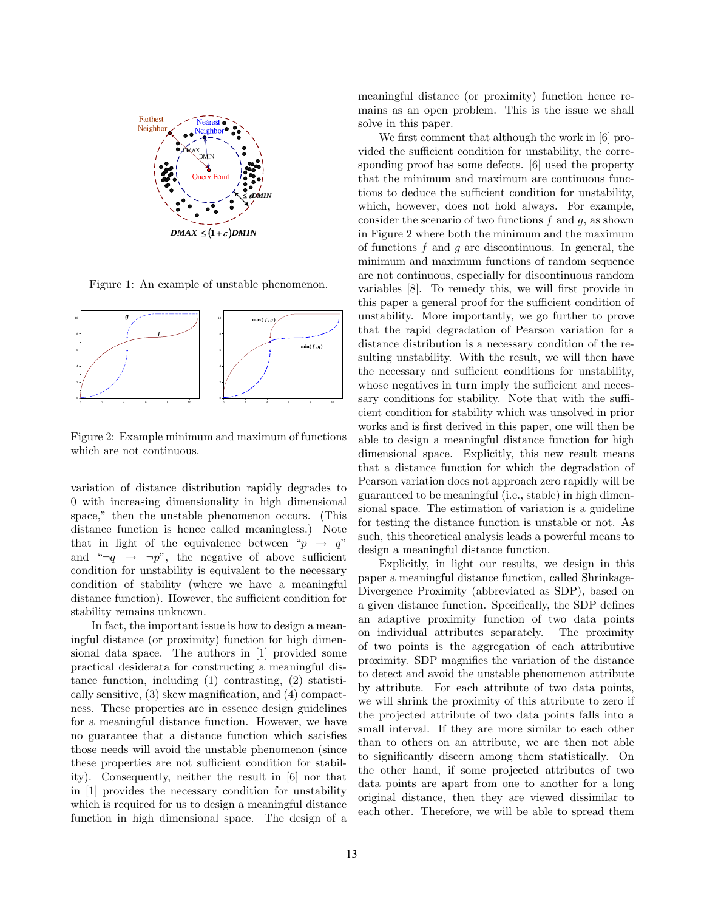Figure 1: An example of unstable phenomenon.

Figure 2: Example minimum and maximum of functions which are not continuous.

variation of distance distribution rapidly degrades to 0 with increasing dimensionality in high dimensional space," then the unstable phenomenon occurs. (This distance function is hence called meaningless.) Note that in light of the equivalence between "$p \rightarrow q$" and "$\neg q \rightarrow \neg p$", the negative of above sufficient condition for unstability is equivalent to the necessary condition of stability (where we have a meaningful distance function). However, the sufficient condition for stability remains unknown.

In fact, the important issue is how to design a meaningful distance (or proximity) function for high dimensional data space. The authors in [1] provided some practical desiderata for constructing a meaningful distance function, including (1) contrasting, (2) statistically sensitive, (3) skew magnification, and (4) compactness. These properties are in essence design guidelines for a meaningful distance function. However, we have no guarantee that a distance function which satisfies those needs will avoid the unstable phenomenon (since these properties are not sufficient condition for stability). Consequently, neither the result in [6] nor that in [1] provides the necessary condition for unstability which is required for us to design a meaningful distance function in high dimensional space. The design of a meaningful distance (or proximity) function hence remains as an open problem. This is the issue we shall solve in this paper.

We first comment that although the work in [6] provided the sufficient condition for unstability, the corresponding proof has some defects. [6] used the property that the minimum and maximum are continuous functions to deduce the sufficient condition for unstability, which, however, does not hold always. For example, consider the scenario of two functions $f$ and $g$, as shown in Figure 2 where both the minimum and the maximum of functions $f$ and $g$ are discontinuous. In general, the minimum and maximum functions of random sequence are not continuous, especially for discontinuous random variables [8]. To remedy this, we will first provide in this paper a general proof for the sufficient condition of unstability. More importantly, we go further to prove that the rapid degradation of Pearson variation for a distance distribution is a necessary condition of the resulting unstability. With the result, we will then have the necessary and sufficient conditions for unstability, whose negatives in turn imply the sufficient and necessary conditions for stability. Note that with the sufficient condition for stability which was unsolved in prior works and is first derived in this paper, one will then be able to design a meaningful distance function for high dimensional space. Explicitly, this new result means that a distance function for which the degradation of Pearson variation does not approach zero rapidly will be guaranteed to be meaningful (i.e., stable) in high dimensional space. The estimation of variation is a guideline for testing the distance function is unstable or not. As such, this theoretical analysis leads a powerful means to design a meaningful distance function.

Explicitly, in light our results, we design in this paper a meaningful distance function, called Shrinkage-Divergence Proximity (abbreviated as SDP), based on a given distance function. Specifically, the SDP defines an adaptive proximity function of two data points on individual attributes separately. The proximity of two points is the aggregation of each attributive proximity. SDP magnifies the variation of the distance to detect and avoid the unstable phenomenon attribute by attribute. For each attribute of two data points, we will shrink the proximity of this attribute to zero if the projected attribute of two data points falls into a small interval. If they are more similar to each other than to others on an attribute, we are then not able to significantly discern among them statistically. On the other hand, if some projected attributes of two data points are apart from one to another for a long original distance, then they are viewed dissimilar to each other. Therefore, we will be able to spread them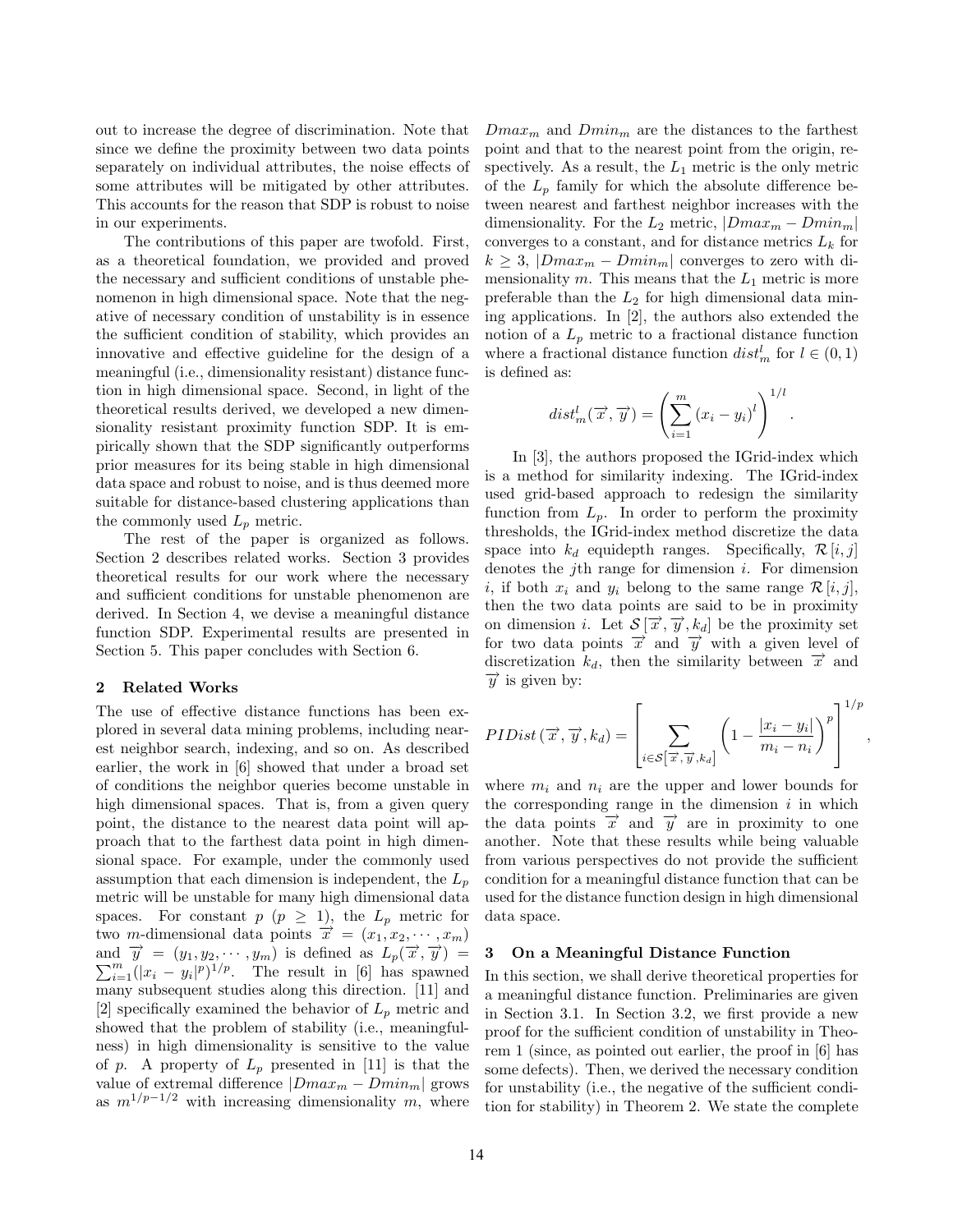out to increase the degree of discrimination. Note that since we define the proximity between two data points separately on individual attributes, the noise effects of some attributes will be mitigated by other attributes. This accounts for the reason that SDP is robust to noise in our experiments.

The contributions of this paper are twofold. First, as a theoretical foundation, we provided and proved the necessary and sufficient conditions of unstable phenomenon in high dimensional space. Note that the negative of necessary condition of unstability is in essence the sufficient condition of stability, which provides an innovative and effective guideline for the design of a meaningful (i.e., dimensionality resistant) distance function in high dimensional space. Second, in light of the theoretical results derived, we developed a new dimensionality resistant proximity function SDP. It is empirically shown that the SDP significantly outperforms prior measures for its being stable in high dimensional data space and robust to noise, and is thus deemed more suitable for distance-based clustering applications than the commonly used $L_p$ metric.

The rest of the paper is organized as follows. Section 2 describes related works. Section 3 provides theoretical results for our work where the necessary and sufficient conditions for unstable phenomenon are derived. In Section 4, we devise a meaningful distance function SDP. Experimental results are presented in Section 5. This paper concludes with Section 6.

## 2 Related Works

The use of effective distance functions has been explored in several data mining problems, including nearest neighbor search, indexing, and so on. As described earlier, the work in [6] showed that under a broad set of conditions the neighbor queries become unstable in high dimensional spaces. That is, from a given query point, the distance to the nearest data point will approach that to the farthest data point in high dimensional space. For example, under the commonly used assumption that each dimension is independent, the $L_p$ metric will be unstable for many high dimensional data spaces. For constant $p$ ($p \geq 1$), the $L_p$ metric for two $m$-dimensional data points $\overrightarrow{x} = (x_1, x_2, \cdots, x_m)$ and $\overrightarrow{y} = (y_1, y_2, \cdots, y_m)$ is defined as $L_p(\overrightarrow{x}, \overrightarrow{y}) = \sum_{i=1}^{m}(|x_i - y_i|^p)^{1/p}$. The result in [6] has spawned many subsequent studies along this direction. [11] and [2] specifically examined the behavior of $L_p$ metric and showed that the problem of stability (i.e., meaningfulness) in high dimensionality is sensitive to the value of $p$. A property of $L_p$ presented in [11] is that the value of extremal difference $|Dmax_m - Dmin_m|$ grows as $m^{1/p-1/2}$ with increasing dimensionality $m$, where $Dmax_m$ and $Dmin_m$ are the distances to the farthest point and that to the nearest point from the origin, respectively. As a result, the $L_1$ metric is the only metric of the $L_p$ family for which the absolute difference between nearest and farthest neighbor increases with the dimensionality. For the $L_2$ metric, $|Dmax_m - Dmin_m|$ converges to a constant, and for distance metrics $L_k$ for $k \geq 3$, $|Dmax_m - Dmin_m|$ converges to zero with dimensionality $m$. This means that the $L_1$ metric is more preferable than the $L_2$ for high dimensional data mining applications. In [2], the authors also extended the notion of a $L_p$ metric to a fractional distance function where a fractional distance function $dist_m^l$ for $l \in (0,1)$ is defined as:

$$dist_m^l(\overrightarrow{x}, \overrightarrow{y}) = \left(\sum_{i=1}^{m}(x_i - y_i)^l\right)^{1/l}.$$

In [3], the authors proposed the IGrid-index which is a method for similarity indexing. The IGrid-index used grid-based approach to redesign the similarity function from $L_p$. In order to perform the proximity thresholds, the IGrid-index method discretize the data space into $k_d$ equidepth ranges. Specifically, $\mathcal{R}[i,j]$ denotes the $j$th range for dimension $i$. For dimension $i$, if both $x_i$ and $y_i$ belong to the same range $\mathcal{R}[i,j]$, then the two data points are said to be in proximity on dimension $i$. Let $\mathcal{S}[\overrightarrow{x}, \overrightarrow{y}, k_d]$ be the proximity set for two data points $\overrightarrow{x}$ and $\overrightarrow{y}$ with a given level of discretization $k_d$, then the similarity between $\overrightarrow{x}$ and $\overrightarrow{y}$ is given by:

$$PIDist(\overrightarrow{x}, \overrightarrow{y}, k_d) = \left[\sum_{i \in \mathcal{S}[\overrightarrow{x}, \overrightarrow{y}, k_d]} \left(1 - \frac{|x_i - y_i|}{m_i - n_i}\right)^p\right]^{1/p},$$

where $m_i$ and $n_i$ are the upper and lower bounds for the corresponding range in the dimension $i$ in which the data points $\overrightarrow{x}$ and $\overrightarrow{y}$ are in proximity to one another. Note that these results while being valuable from various perspectives do not provide the sufficient condition for a meaningful distance function that can be used for the distance function design in high dimensional data space.

## 3 On a Meaningful Distance Function

In this section, we shall derive theoretical properties for a meaningful distance function. Preliminaries are given in Section 3.1. In Section 3.2, we first provide a new proof for the sufficient condition of unstability in Theorem 1 (since, as pointed out earlier, the proof in [6] has some defects). Then, we derived the necessary condition for unstability (i.e., the negative of the sufficient condition for stability) in Theorem 2. We state the complete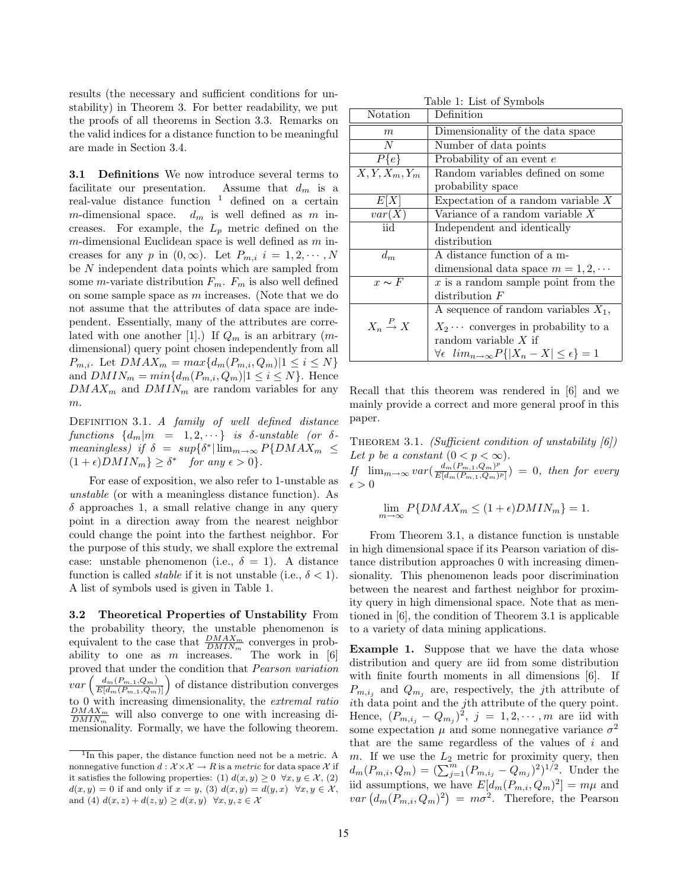results (the necessary and sufficient conditions for unstability) in Theorem 3. For better readability, we put the proofs of all theorems in Section 3.3. Remarks on the valid indices for a distance function to be meaningful are made in Section 3.4.

**3.1 Definitions** We now introduce several terms to facilitate our presentation. Assume that $d_m$ is a real-value distance function [1] defined on a certain $m$-dimensional space. $d_m$ is well defined as $m$ increases. For example, the $L_p$ metric defined on the $m$-dimensional Euclidean space is well defined as $m$ increases for any $p$ in $(0, \infty)$. Let $P_{m,i}$ $i = 1, 2, \cdots, N$ be $N$ independent data points which are sampled from some $m$-variate distribution $F_m$. $F_m$ is also well defined on some sample space as $m$ increases. (Note that we do not assume that the attributes of data space are independent. Essentially, many of the attributes are correlated with one another [1].) If $Q_m$ is an arbitrary ($m$-dimensional) query point chosen independently from all $P_{m,i}$. Let $DMAX_m = max\{d_m(P_{m,i}, Q_m)|1 \leq i \leq N\}$ and $DMIN_m = min\{d_m(P_{m,i}, Q_m)|1 \leq i \leq N\}$. Hence $DMAX_m$ and $DMIN_m$ are random variables for any $m$.

Definition 3.1. *A family of well defined distance functions* $\{d_m|m = 1, 2, \cdots\}$ *is* $\delta$*-unstable (or* $\delta$*-meaningless) if* $\delta = sup\{\delta^* | \lim_{m\to\infty} P\{DMAX_m \leq (1+\epsilon)DMIN_m\} \geq \delta^* \quad \text{for any } \epsilon > 0\}$.

For ease of exposition, we also refer to 1-unstable as *unstable* (or with a meaningless distance function). As $\delta$ approaches 1, a small relative change in any query point in a direction away from the nearest neighbor could change the point into the farthest neighbor. For the purpose of this study, we shall explore the extremal case: unstable phenomenon (i.e., $\delta = 1$). A distance function is called *stable* if it is not unstable (i.e., $\delta < 1$). A list of symbols used is given in Table 1.

**3.2 Theoretical Properties of Unstability** From the probability theory, the unstable phenomenon is equivalent to the case that $\frac{DMAX_m}{DMIN_m}$ converges in probability to one as $m$ increases. The work in [6] proved that under the condition that *Pearson variation* $var\left(\frac{d_m(P_{m,1},Q_m)}{E[d_m(P_{m,1},Q_m)]}\right)$ of distance distribution converges to 0 with increasing dimensionality, the *extremal ratio* $\frac{DMAX_m}{DMIN_m}$ will also converge to one with increasing dimensionality. Formally, we have the following theorem.

[1] In this paper, the distance function need not be a metric. A nonnegative function $d : \mathcal{X}\times\mathcal{X} \to R$ is a *metric* for data space $\mathcal{X}$ if it satisfies the following properties: (1) $d(x, y) \geq 0 \ \ \forall x, y \in \mathcal{X}$, (2) $d(x, y) = 0$ if and only if $x = y$, (3) $d(x, y) = d(y, x) \ \ \forall x, y \in \mathcal{X}$, and (4) $d(x, z) + d(z, y) \geq d(x, y) \ \ \forall x, y, z \in \mathcal{X}$

Table 1: List of Symbols

| Notation | Definition |
|---|---|
| $m$ | Dimensionality of the data space |
| $N$ | Number of data points |
| $P\{e\}$ | Probability of an event $e$ |
| $X, Y, X_m, Y_m$ | Random variables defined on some probability space |
| $E[X]$ | Expectation of a random variable $X$ |
| $var(X)$ | Variance of a random variable $X$ |
| iid | Independent and identically distribution |
| $d_m$ | A distance function of a $m$-dimensional data space $m = 1, 2, \cdots$ |
| $x \sim F$ | $x$ is a random sample point from the distribution $F$ |
| $X_n \xrightarrow{P} X$ | A sequence of random variables $X_1, X_2 \cdots$ converges in probability to a random variable $X$ if $\forall\epsilon \ \ lim_{n\to\infty} P\{\lvert X_n - X\rvert \leq \epsilon\} = 1$ |

Recall that this theorem was rendered in [6] and we mainly provide a correct and more general proof in this paper.

Theorem 3.1. *(Sufficient condition of unstability [6]) Let* $p$ *be a constant* $(0 < p < \infty)$.
*If* $\lim_{m\to\infty} var\left(\frac{d_m(P_{m,1},Q_m)^p}{E[d_m(P_{m,1},Q_m)^p]}\right) = 0$, *then for every* $\epsilon > 0$

$$\lim_{m\to\infty} P\{DMAX_m \leq (1+\epsilon)DMIN_m\} = 1.$$

From Theorem 3.1, a distance function is unstable in high dimensional space if its Pearson variation of distance distribution approaches 0 with increasing dimensionality. This phenomenon leads poor discrimination between the nearest and farthest neighbor for proximity query in high dimensional space. Note that as mentioned in [6], the condition of Theorem 3.1 is applicable to a variety of data mining applications.

**Example 1.** Suppose that we have the data whose distribution and query are iid from some distribution with finite fourth moments in all dimensions [6]. If $P_{m,i_j}$ and $Q_{m_j}$ are, respectively, the $j$th attribute of $i$th data point and the $j$th attribute of the query point. Hence, $(P_{m,i_j} - Q_{m_j})^2$, $j = 1, 2, \cdots, m$ are iid with some expectation $\mu$ and some nonnegative variance $\sigma^2$ that are the same regardless of the values of $i$ and $m$. If we use the $L_2$ metric for proximity query, then $d_m(P_{m,i}, Q_m) = (\sum_{j=1}^{m}(P_{m,i_j} - Q_{m_j})^2)^{1/2}$. Under the iid assumptions, we have $E[d_m(P_{m,i}, Q_m)^2] = m\mu$ and $var\left(d_m(P_{m,i}, Q_m)^2\right) = m\sigma^2$. Therefore, the Pearson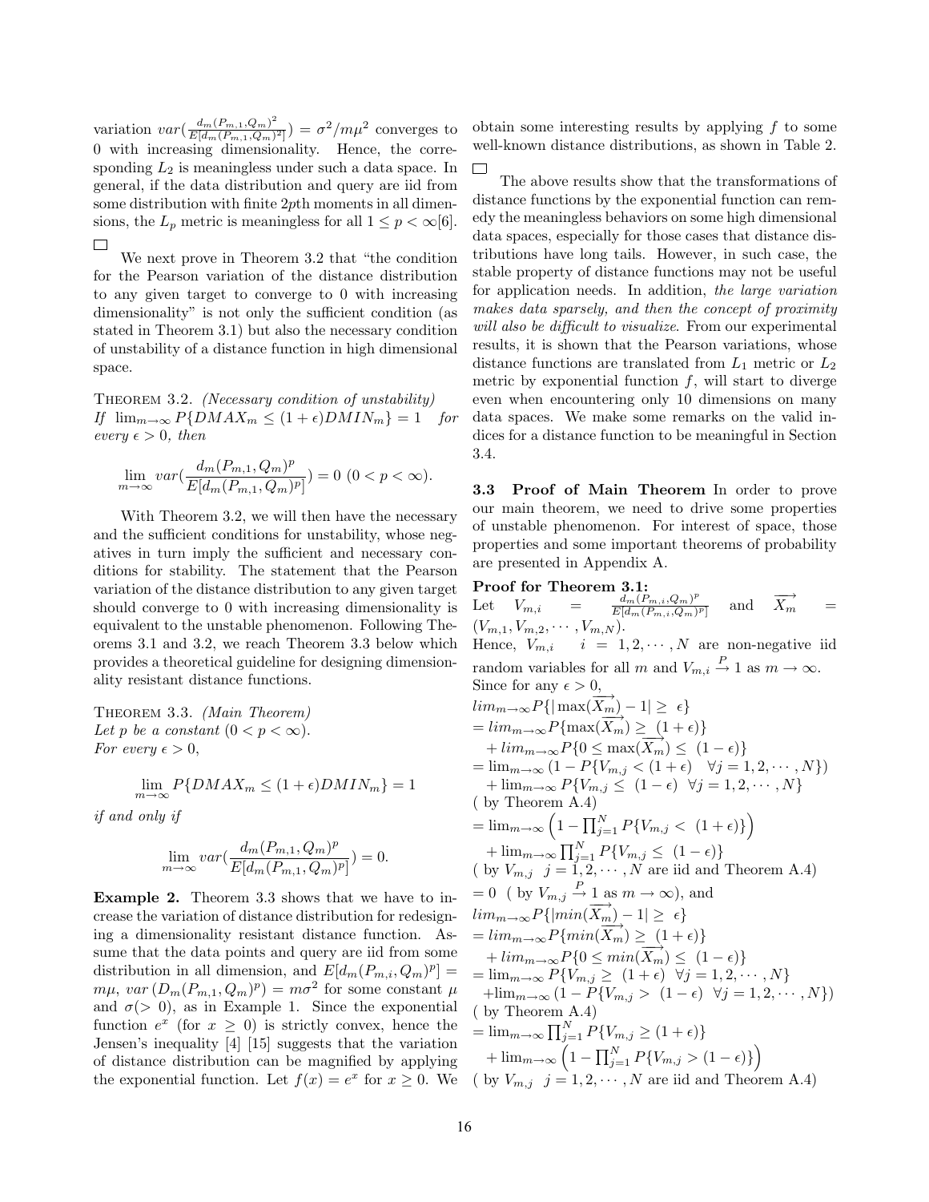variation $var(\frac{d_m(P_{m,1},Q_m)^2}{E[d_m(P_{m,1},Q_m)^2]}) = \sigma^2/m\mu^2$ converges to 0 with increasing dimensionality. Hence, the corresponding $L_2$ is meaningless under such a data space. In general, if the data distribution and query are iid from some distribution with finite 2$p$th moments in all dimensions, the $L_p$ metric is meaningless for all $1 \leq p < \infty$[6]. □

We next prove in Theorem 3.2 that "the condition for the Pearson variation of the distance distribution to any given target to converge to 0 with increasing dimensionality" is not only the sufficient condition (as stated in Theorem 3.1) but also the necessary condition of unstability of a distance function in high dimensional space.

THEOREM 3.2. *(Necessary condition of unstability)* *If* $\lim_{m\to\infty} P\{DMAX_m \leq (1+\epsilon)DMIN_m\} = 1$ *for every* $\epsilon > 0$*, then*

$$\lim_{m\to\infty} var(\frac{d_m(P_{m,1},Q_m)^p}{E[d_m(P_{m,1},Q_m)^p]}) = 0 \ (0 < p < \infty).$$

With Theorem 3.2, we will then have the necessary and the sufficient conditions for unstability, whose negatives in turn imply the sufficient and necessary conditions for stability. The statement that the Pearson variation of the distance distribution to any given target should converge to 0 with increasing dimensionality is equivalent to the unstable phenomenon. Following Theorems 3.1 and 3.2, we reach Theorem 3.3 below which provides a theoretical guideline for designing dimensionality resistant distance functions.

THEOREM 3.3. *(Main Theorem)* *Let $p$ be a constant* $(0 < p < \infty)$. *For every* $\epsilon > 0$,

$$\lim_{m\to\infty} P\{DMAX_m \leq (1+\epsilon)DMIN_m\} = 1$$

*if and only if*

$$\lim_{m\to\infty} var(\frac{d_m(P_{m,1},Q_m)^p}{E[d_m(P_{m,1},Q_m)^p]}) = 0.$$

**Example 2.** Theorem 3.3 shows that we have to increase the variation of distance distribution for redesigning a dimensionality resistant distance function. Assume that the data points and query are iid from some distribution in all dimension, and $E[d_m(P_{m,i},Q_m)^p] = m\mu$, $var\,(D_m(P_{m,1},Q_m)^p) = m\sigma^2$ for some constant $\mu$ and $\sigma (> 0)$, as in Example 1. Since the exponential function $e^x$ (for $x \geq 0$) is strictly convex, hence the Jensen's inequality [4] [15] suggests that the variation of distance distribution can be magnified by applying the exponential function. Let $f(x) = e^x$ for $x \geq 0$. We obtain some interesting results by applying $f$ to some well-known distance distributions, as shown in Table 2. □

The above results show that the transformations of distance functions by the exponential function can remedy the meaningless behaviors on some high dimensional data spaces, especially for those cases that distance distributions have long tails. However, in such case, the stable property of distance functions may not be useful for application needs. In addition, *the large variation makes data sparsely, and then the concept of proximity will also be difficult to visualize*. From our experimental results, it is shown that the Pearson variations, whose distance functions are translated from $L_1$ metric or $L_2$ metric by exponential function $f$, will start to diverge even when encountering only 10 dimensions on many data spaces. We make some remarks on the valid indices for a distance function to be meaningful in Section 3.4.

**3.3 Proof of Main Theorem** In order to prove our main theorem, we need to drive some properties of unstable phenomenon. For interest of space, those properties and some important theorems of probability are presented in Appendix A.

**Proof for Theorem 3.1:**
Let $V_{m,i} = \frac{d_m(P_{m,i},Q_m)^p}{E[d_m(P_{m,i},Q_m)^p]}$ and $\overrightarrow{X_m} = (V_{m,1}, V_{m,2}, \cdots, V_{m,N})$.
Hence, $V_{m,i}$ $i = 1, 2, \cdots, N$ are non-negative iid random variables for all $m$ and $V_{m,i} \xrightarrow{P} 1$ as $m \to \infty$.
Since for any $\epsilon > 0$,

$lim_{m\to\infty} P\{|\max(\overrightarrow{X_m}) - 1| \geq \epsilon\}$
$= lim_{m\to\infty} P\{\max(\overrightarrow{X_m}) \geq (1+\epsilon)\}$
$\quad + lim_{m\to\infty} P\{0 \leq \max(\overrightarrow{X_m}) \leq (1-\epsilon)\}$
$= \lim_{m\to\infty} (1 - P\{V_{m,j} < (1+\epsilon) \quad \forall j = 1, 2, \cdots, N\})$
$\quad + \lim_{m\to\infty} P\{V_{m,j} \leq (1-\epsilon) \ \ \forall j = 1, 2, \cdots, N\}$
( by Theorem A.4)
$= \lim_{m\to\infty} \left(1 - \prod_{j=1}^{N} P\{V_{m,j} < (1+\epsilon)\}\right)$
$\quad + \lim_{m\to\infty} \prod_{j=1}^{N} P\{V_{m,j} \leq (1-\epsilon)\}$
( by $V_{m,j}$ $j = 1, 2, \cdots, N$ are iid and Theorem A.4)
$= 0$ ( by $V_{m,j} \xrightarrow{P} 1$ as $m \to \infty$), and
$lim_{m\to\infty} P\{|min(\overrightarrow{X_m}) - 1| \geq \epsilon\}$
$= lim_{m\to\infty} P\{min(\overrightarrow{X_m}) \geq (1+\epsilon)\}$
$\quad + lim_{m\to\infty} P\{0 \leq min(\overrightarrow{X_m}) \leq (1-\epsilon)\}$
$= \lim_{m\to\infty} P\{V_{m,j} \geq (1+\epsilon) \ \ \forall j = 1, 2, \cdots, N\}$
$\quad + \lim_{m\to\infty} (1 - P\{V_{m,j} > (1-\epsilon) \ \ \forall j = 1, 2, \cdots, N\})$
( by Theorem A.4)
$= \lim_{m\to\infty} \prod_{j=1}^{N} P\{V_{m,j} \geq (1+\epsilon)\}$
$\quad + \lim_{m\to\infty} \left(1 - \prod_{j=1}^{N} P\{V_{m,j} > (1-\epsilon)\}\right)$
( by $V_{m,j}$ $j = 1, 2, \cdots, N$ are iid and Theorem A.4)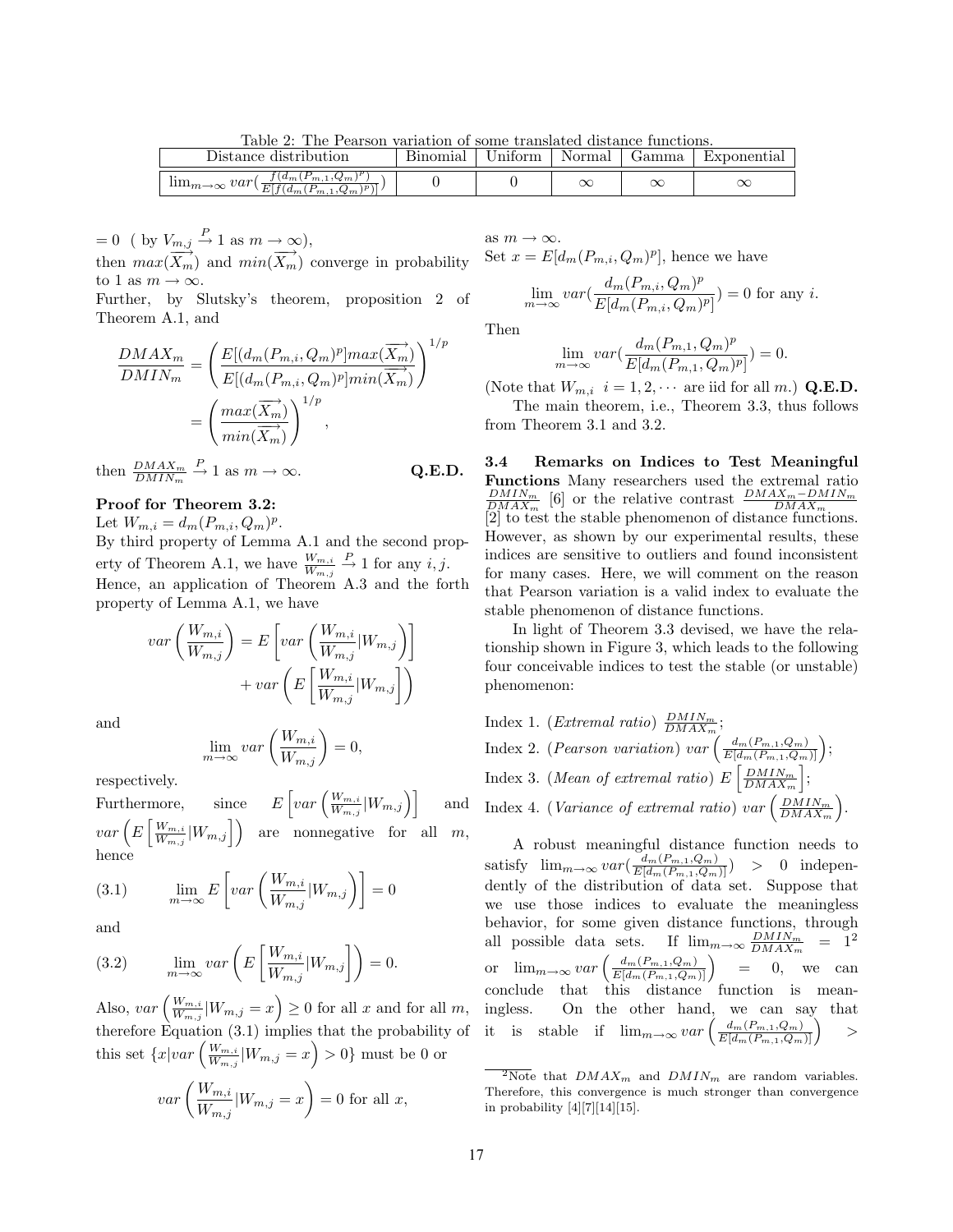Table 2: The Pearson variation of some translated distance functions.

| Distance distribution | Binomial | Uniform | Normal | Gamma | Exponential |
|---|---|---|---|---|---|
| $\lim_{m\to\infty} var(\frac{f(d_m(P_{m,1},Q_m)^p)}{E[f(d_m(P_{m,1},Q_m)^p)]})$ | 0 | 0 | $\infty$ | $\infty$ | $\infty$ |

$= 0$ ( by $V_{m,j} \xrightarrow{P} 1$ as $m \to \infty$),
then $max(\overrightarrow{X_m})$ and $min(\overrightarrow{X_m})$ converge in probability to 1 as $m \to \infty$.
Further, by Slutsky's theorem, proposition 2 of Theorem A.1, and

$$\frac{DMAX_m}{DMIN_m} = \left( \frac{E[(d_m(P_{m,i}, Q_m)^p] max(\overrightarrow{X_m})}{E[(d_m(P_{m,i}, Q_m)^p] min(\overrightarrow{X_m})} \right)^{1/p} = \left( \frac{max(\overrightarrow{X_m})}{min(\overrightarrow{X_m})} \right)^{1/p},$$

then $\frac{DMAX_m}{DMIN_m} \xrightarrow{P} 1$ as $m \to \infty$. **Q.E.D.**

**Proof for Theorem 3.2:**
Let $W_{m,i} = d_m(P_{m,i}, Q_m)^p$.
By third property of Lemma A.1 and the second property of Theorem A.1, we have $\frac{W_{m,i}}{W_{m,j}} \xrightarrow{P} 1$ for any $i, j$.
Hence, an application of Theorem A.3 and the forth property of Lemma A.1, we have

$$var\left(\frac{W_{m,i}}{W_{m,j}}\right) = E\left[var\left(\frac{W_{m,i}}{W_{m,j}}|W_{m,j}\right)\right] + var\left(E\left[\frac{W_{m,i}}{W_{m,j}}|W_{m,j}\right]\right)$$

and

$$\lim_{m\to\infty} var\left(\frac{W_{m,i}}{W_{m,j}}\right) = 0,$$

respectively.
Furthermore, since $E\left[var\left(\frac{W_{m,i}}{W_{m,j}}|W_{m,j}\right)\right]$ and $var\left(E\left[\frac{W_{m,i}}{W_{m,j}}|W_{m,j}\right]\right)$ are nonnegative for all $m$, hence

$$\lim_{m\to\infty} E\left[var\left(\frac{W_{m,i}}{W_{m,j}}|W_{m,j}\right)\right] = 0 \quad (3.1)$$

and

$$\lim_{m\to\infty} var\left(E\left[\frac{W_{m,i}}{W_{m,j}}|W_{m,j}\right]\right) = 0. \quad (3.2)$$

Also, $var\left(\frac{W_{m,i}}{W_{m,j}}|W_{m,j} = x\right) \geq 0$ for all $x$ and for all $m$, therefore Equation (3.1) implies that the probability of this set $\{x|var\left(\frac{W_{m,i}}{W_{m,j}}|W_{m,j} = x\right) > 0\}$ must be 0 or

$$var\left(\frac{W_{m,i}}{W_{m,j}}|W_{m,j} = x\right) = 0 \text{ for all } x,$$

as $m \to \infty$.
Set $x = E[d_m(P_{m,i}, Q_m)^p]$, hence we have

$$\lim_{m\to\infty} var\left(\frac{d_m(P_{m,i}, Q_m)^p}{E[d_m(P_{m,i}, Q_m)^p]}\right) = 0 \text{ for any } i.$$

Then

$$\lim_{m\to\infty} var\left(\frac{d_m(P_{m,1}, Q_m)^p}{E[d_m(P_{m,1}, Q_m)^p]}\right) = 0.$$

(Note that $W_{m,i}$ $i = 1, 2, \cdots$ are iid for all $m$.) **Q.E.D.**

The main theorem, i.e., Theorem 3.3, thus follows from Theorem 3.1 and 3.2.

### 3.4 Remarks on Indices to Test Meaningful Functions

Many researchers used the extremal ratio $\frac{DMIN_m}{DMAX_m}$ [6] or the relative contrast $\frac{DMAX_m - DMIN_m}{DMAX_m}$ [2] to test the stable phenomenon of distance functions. However, as shown by our experimental results, these indices are sensitive to outliers and found inconsistent for many cases. Here, we will comment on the reason that Pearson variation is a valid index to evaluate the stable phenomenon of distance functions.

In light of Theorem 3.3 devised, we have the relationship shown in Figure 3, which leads to the following four conceivable indices to test the stable (or unstable) phenomenon:

Index 1. (*Extremal ratio*) $\frac{DMIN_m}{DMAX_m}$;
Index 2. (*Pearson variation*) $var\left(\frac{d_m(P_{m,1},Q_m)}{E[d_m(P_{m,1},Q_m)]}\right)$;
Index 3. (*Mean of extremal ratio*) $E\left[\frac{DMIN_m}{DMAX_m}\right]$;
Index 4. (*Variance of extremal ratio*) $var\left(\frac{DMIN_m}{DMAX_m}\right)$.

A robust meaningful distance function needs to satisfy $\lim_{m\to\infty} var(\frac{d_m(P_{m,1},Q_m)}{E[d_m(P_{m,1},Q_m)]}) > 0$ independently of the distribution of data set. Suppose that we use those indices to evaluate the meaningless behavior, for some given distance functions, through all possible data sets. If $\lim_{m\to\infty} \frac{DMIN_m}{DMAX_m} = 1$[2] or $\lim_{m\to\infty} var\left(\frac{d_m(P_{m,1},Q_m)}{E[d_m(P_{m,1},Q_m)]}\right) = 0$, we can conclude that this distance function is meaningless. On the other hand, we can say that it is stable if $\lim_{m\to\infty} var\left(\frac{d_m(P_{m,1},Q_m)}{E[d_m(P_{m,1},Q_m)]}\right) >$

[2] Note that $DMAX_m$ and $DMIN_m$ are random variables. Therefore, this convergence is much stronger than convergence in probability [4][7][14][15].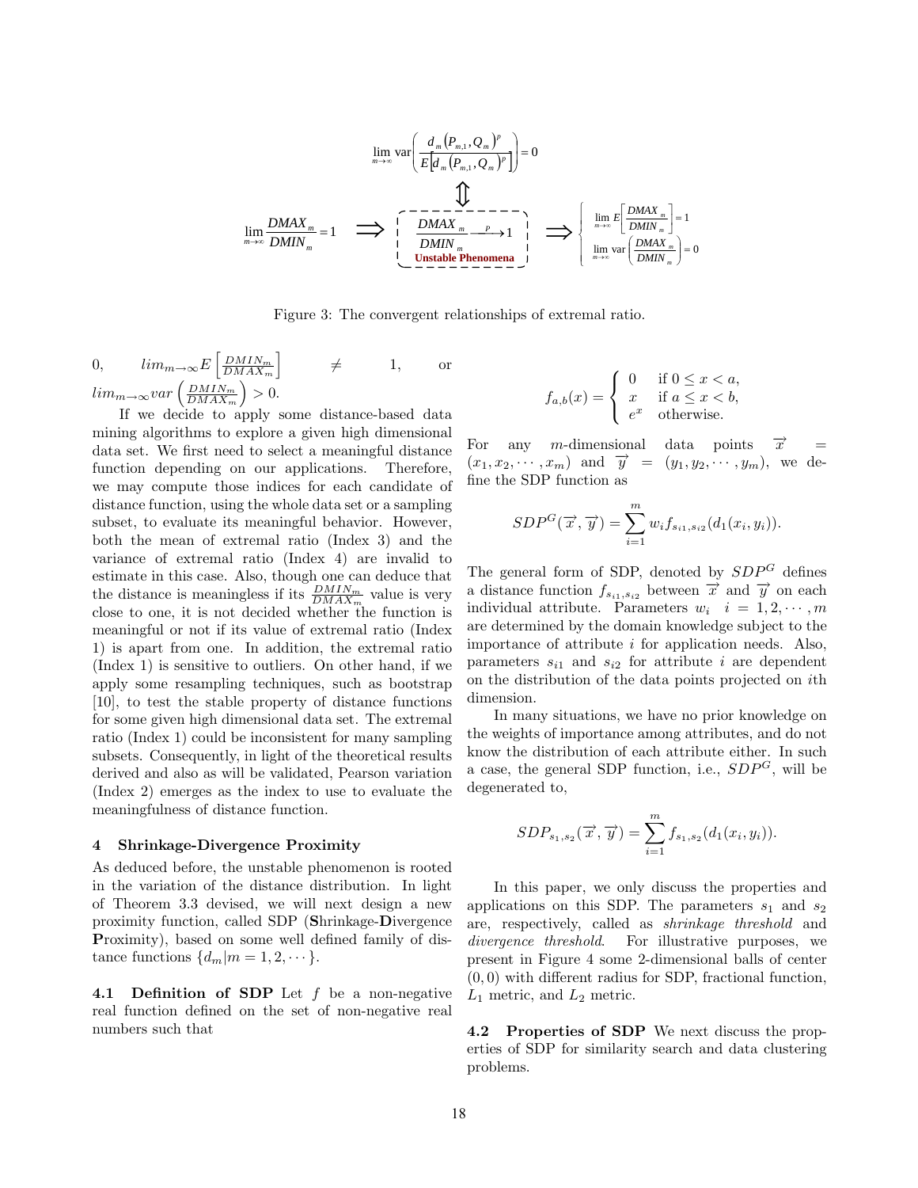$$\lim_{m\to\infty} \text{var}\left(\frac{d_m(P_{m,1},Q_m)^p}{E\left[d_m(P_{m,1},Q_m)^p\right]}\right) = 0$$

$$\Updownarrow$$

$$\lim_{m\to\infty}\frac{DMAX_m}{DMIN_m} = 1 \quad \Longrightarrow \quad \frac{DMAX_m}{DMIN_m} \xrightarrow{P} 1 \ \text{(Unstable Phenomena)} \quad \Longrightarrow \quad \begin{cases} \lim_{m\to\infty} E\left[\frac{DMAX_m}{DMIN_m}\right] = 1 \\ \lim_{m\to\infty} \text{var}\left(\frac{DMAX_m}{DMIN_m}\right) = 0 \end{cases}$$

Figure 3: The convergent relationships of extremal ratio.

0, $lim_{m\to\infty} E\left[\frac{DMIN_m}{DMAX_m}\right] \neq 1$, or $lim_{m\to\infty} var\left(\frac{DMIN_m}{DMAX_m}\right) > 0$.

If we decide to apply some distance-based data mining algorithms to explore a given high dimensional data set. We first need to select a meaningful distance function depending on our applications. Therefore, we may compute those indices for each candidate of distance function, using the whole data set or a sampling subset, to evaluate its meaningful behavior. However, both the mean of extremal ratio (Index 3) and the variance of extremal ratio (Index 4) are invalid to estimate in this case. Also, though one can deduce that the distance is meaningless if its $\frac{DMIN_m}{DMAX_m}$ value is very close to one, it is not decided whether the function is meaningful or not if its value of extremal ratio (Index 1) is apart from one. In addition, the extremal ratio (Index 1) is sensitive to outliers. On other hand, if we apply some resampling techniques, such as bootstrap [10], to test the stable property of distance functions for some given high dimensional data set. The extremal ratio (Index 1) could be inconsistent for many sampling subsets. Consequently, in light of the theoretical results derived and also as will be validated, Pearson variation (Index 2) emerges as the index to use to evaluate the meaningfulness of distance function.

## 4 Shrinkage-Divergence Proximity

As deduced before, the unstable phenomenon is rooted in the variation of the distance distribution. In light of Theorem 3.3 devised, we will next design a new proximity function, called SDP (**S**hrinkage-**D**ivergence **P**roximity), based on some well defined family of distance functions $\{d_m | m = 1, 2, \cdots\}$.

**4.1 Definition of SDP** Let $f$ be a non-negative real function defined on the set of non-negative real numbers such that

$$f_{a,b}(x) = \begin{cases} 0 & \text{if } 0 \le x < a, \\ x & \text{if } a \le x < b, \\ e^x & \text{otherwise.} \end{cases}$$

For any $m$-dimensional data points $\overrightarrow{x} = (x_1, x_2, \cdots, x_m)$ and $\overrightarrow{y} = (y_1, y_2, \cdots, y_m)$, we define the SDP function as

$$SDP^G(\overrightarrow{x}, \overrightarrow{y}) = \sum_{i=1}^{m} w_i f_{s_{i1}, s_{i2}}(d_1(x_i, y_i)).$$

The general form of SDP, denoted by $SDP^G$ defines a distance function $f_{s_{i1},s_{i2}}$ between $\overrightarrow{x}$ and $\overrightarrow{y}$ on each individual attribute. Parameters $w_i \quad i = 1, 2, \cdots, m$ are determined by the domain knowledge subject to the importance of attribute $i$ for application needs. Also, parameters $s_{i1}$ and $s_{i2}$ for attribute $i$ are dependent on the distribution of the data points projected on $i$th dimension.

In many situations, we have no prior knowledge on the weights of importance among attributes, and do not know the distribution of each attribute either. In such a case, the general SDP function, i.e., $SDP^G$, will be degenerated to,

$$SDP_{s_1,s_2}(\overrightarrow{x}, \overrightarrow{y}) = \sum_{i=1}^{m} f_{s_1,s_2}(d_1(x_i, y_i)).$$

In this paper, we only discuss the properties and applications on this SDP. The parameters $s_1$ and $s_2$ are, respectively, called as *shrinkage threshold* and *divergence threshold*. For illustrative purposes, we present in Figure 4 some 2-dimensional balls of center $(0, 0)$ with different radius for SDP, fractional function, $L_1$ metric, and $L_2$ metric.

**4.2 Properties of SDP** We next discuss the properties of SDP for similarity search and data clustering problems.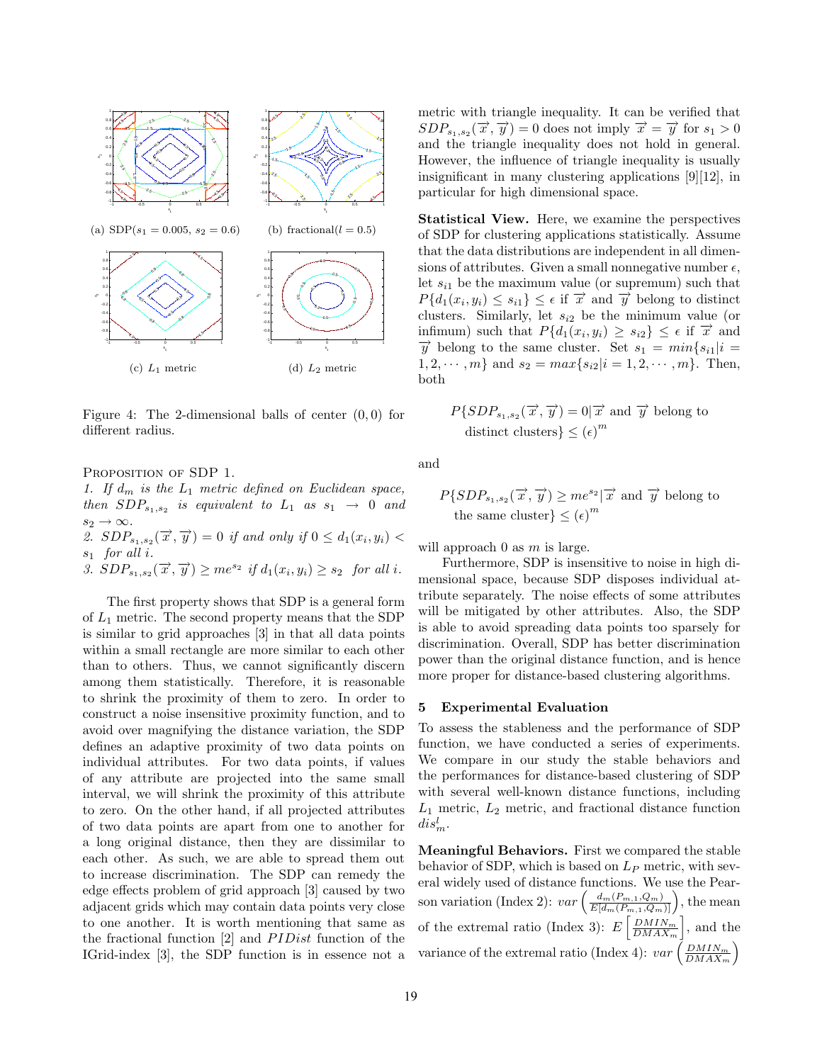(a) SDP($s_1 = 0.005$, $s_2 = 0.6$) (b) fractional($l = 0.5$)

(c) $L_1$ metric (d) $L_2$ metric

Figure 4: The 2-dimensional balls of center $(0, 0)$ for different radius.

Proposition of SDP 1.

*1. If $d_m$ is the $L_1$ metric defined on Euclidean space, then $SDP_{s_1,s_2}$ is equivalent to $L_1$ as $s_1 \rightarrow 0$ and $s_2 \rightarrow \infty$.*

*2. $SDP_{s_1,s_2}(\overrightarrow{x}, \overrightarrow{y}) = 0$ if and only if $0 \leq d_1(x_i, y_i) < s_1$ for all $i$.*

*3. $SDP_{s_1,s_2}(\overrightarrow{x}, \overrightarrow{y}) \geq me^{s_2}$ if $d_1(x_i, y_i) \geq s_2$ for all $i$.*

The first property shows that SDP is a general form of $L_1$ metric. The second property means that the SDP is similar to grid approaches [3] in that all data points within a small rectangle are more similar to each other than to others. Thus, we cannot significantly discern among them statistically. Therefore, it is reasonable to shrink the proximity of them to zero. In order to construct a noise insensitive proximity function, and to avoid over magnifying the distance variation, the SDP defines an adaptive proximity of two data points on individual attributes. For two data points, if values of any attribute are projected into the same small interval, we will shrink the proximity of this attribute to zero. On the other hand, if all projected attributes of two data points are apart from one to another for a long original distance, then they are dissimilar to each other. As such, we are able to spread them out to increase discrimination. The SDP can remedy the edge effects problem of grid approach [3] caused by two adjacent grids which may contain data points very close to one another. It is worth mentioning that same as the fractional function [2] and $PIDist$ function of the IGrid-index [3], the SDP function is in essence not a metric with triangle inequality. It can be verified that $SDP_{s_1,s_2}(\overrightarrow{x}, \overrightarrow{y}) = 0$ does not imply $\overrightarrow{x} = \overrightarrow{y}$ for $s_1 > 0$ and the triangle inequality does not hold in general. However, the influence of triangle inequality is usually insignificant in many clustering applications [9][12], in particular for high dimensional space.

**Statistical View.** Here, we examine the perspectives of SDP for clustering applications statistically. Assume that the data distributions are independent in all dimensions of attributes. Given a small nonnegative number $\epsilon$, let $s_{i1}$ be the maximum value (or supremum) such that $P\{d_1(x_i, y_i) \leq s_{i1}\} \leq \epsilon$ if $\overrightarrow{x}$ and $\overrightarrow{y}$ belong to distinct clusters. Similarly, let $s_{i2}$ be the minimum value (or infimum) such that $P\{d_1(x_i, y_i) \geq s_{i2}\} \leq \epsilon$ if $\overrightarrow{x}$ and $\overrightarrow{y}$ belong to the same cluster. Set $s_1 = min\{s_{i1} | i = 1, 2, \cdots, m\}$ and $s_2 = max\{s_{i2} | i = 1, 2, \cdots, m\}$. Then, both

$$P\{SDP_{s_1,s_2}(\overrightarrow{x}, \overrightarrow{y}) = 0 | \overrightarrow{x} \text{ and } \overrightarrow{y} \text{ belong to distinct clusters}\} \leq (\epsilon)^m$$

and

$$P\{SDP_{s_1,s_2}(\overrightarrow{x}, \overrightarrow{y}) \geq me^{s_2} | \overrightarrow{x} \text{ and } \overrightarrow{y} \text{ belong to the same cluster}\} \leq (\epsilon)^m$$

will approach 0 as $m$ is large.

Furthermore, SDP is insensitive to noise in high dimensional space, because SDP disposes individual attribute separately. The noise effects of some attributes will be mitigated by other attributes. Also, the SDP is able to avoid spreading data points too sparsely for discrimination. Overall, SDP has better discrimination power than the original distance function, and is hence more proper for distance-based clustering algorithms.

## 5 Experimental Evaluation

To assess the stableness and the performance of SDP function, we have conducted a series of experiments. We compare in our study the stable behaviors and the performances for distance-based clustering of SDP with several well-known distance functions, including $L_1$ metric, $L_2$ metric, and fractional distance function $dis^l_m$.

**Meaningful Behaviors.** First we compared the stable behavior of SDP, which is based on $L_P$ metric, with several widely used of distance functions. We use the Pearson variation (Index 2): $var\left(\frac{d_m(P_{m,1}, Q_m)}{E[d_m(P_{m,1}, Q_m)]}\right)$, the mean of the extremal ratio (Index 3): $E\left[\frac{DMIN_m}{DMAX_m}\right]$, and the variance of the extremal ratio (Index 4): $var\left(\frac{DMIN_m}{DMAX_m}\right)$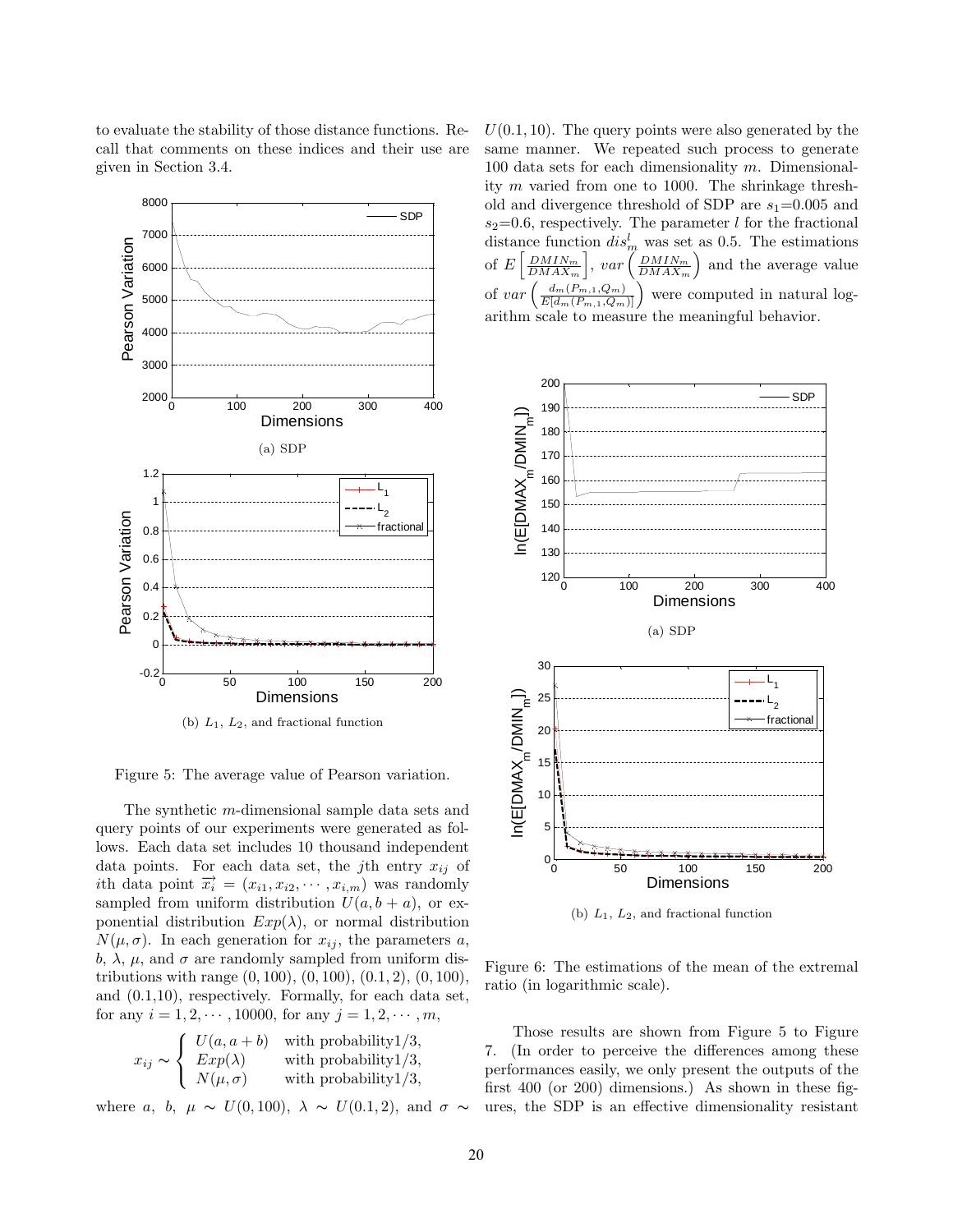to evaluate the stability of those distance functions. Recall that comments on these indices and their use are given in Section 3.4.

(a) SDP

(b) $L_1$, $L_2$, and fractional function

Figure 5: The average value of Pearson variation.

The synthetic $m$-dimensional sample data sets and query points of our experiments were generated as follows. Each data set includes 10 thousand independent data points. For each data set, the $j$th entry $x_{ij}$ of $i$th data point $\overrightarrow{x_i} = (x_{i1}, x_{i2}, \cdots, x_{i,m})$ was randomly sampled from uniform distribution $U(a, b+a)$, or exponential distribution $Exp(\lambda)$, or normal distribution $N(\mu, \sigma)$. In each generation for $x_{ij}$, the parameters $a$, $b$, $\lambda$, $\mu$, and $\sigma$ are randomly sampled from uniform distributions with range $(0, 100)$, $(0, 100)$, $(0.1, 2)$, $(0, 100)$, and $(0.1,10)$, respectively. Formally, for each data set, for any $i = 1, 2, \cdots, 10000$, for any $j = 1, 2, \cdots, m$,

$$x_{ij} \sim \begin{cases} U(a, a+b) & \text{with probability} 1/3, \\ Exp(\lambda) & \text{with probability} 1/3, \\ N(\mu, \sigma) & \text{with probability} 1/3, \end{cases}$$

where $a$, $b$, $\mu \sim U(0, 100)$, $\lambda \sim U(0.1, 2)$, and $\sigma \sim U(0.1, 10)$. The query points were also generated by the same manner. We repeated such process to generate 100 data sets for each dimensionality $m$. Dimensionality $m$ varied from one to 1000. The shrinkage threshold and divergence threshold of SDP are $s_1$=0.005 and $s_2$=0.6, respectively. The parameter $l$ for the fractional distance function $dis_m^l$ was set as 0.5. The estimations of $E\left[\frac{DMIN_m}{DMAX_m}\right]$, $var\left(\frac{DMIN_m}{DMAX_m}\right)$ and the average value of $var\left(\frac{d_m(P_{m,1}, Q_m)}{E[d_m(P_{m,1}, Q_m)]}\right)$ were computed in natural logarithm scale to measure the meaningful behavior.

(a) SDP

(b) $L_1$, $L_2$, and fractional function

Figure 6: The estimations of the mean of the extremal ratio (in logarithmic scale).

Those results are shown from Figure 5 to Figure 7. (In order to perceive the differences among these performances easily, we only present the outputs of the first 400 (or 200) dimensions.) As shown in these figures, the SDP is an effective dimensionality resistant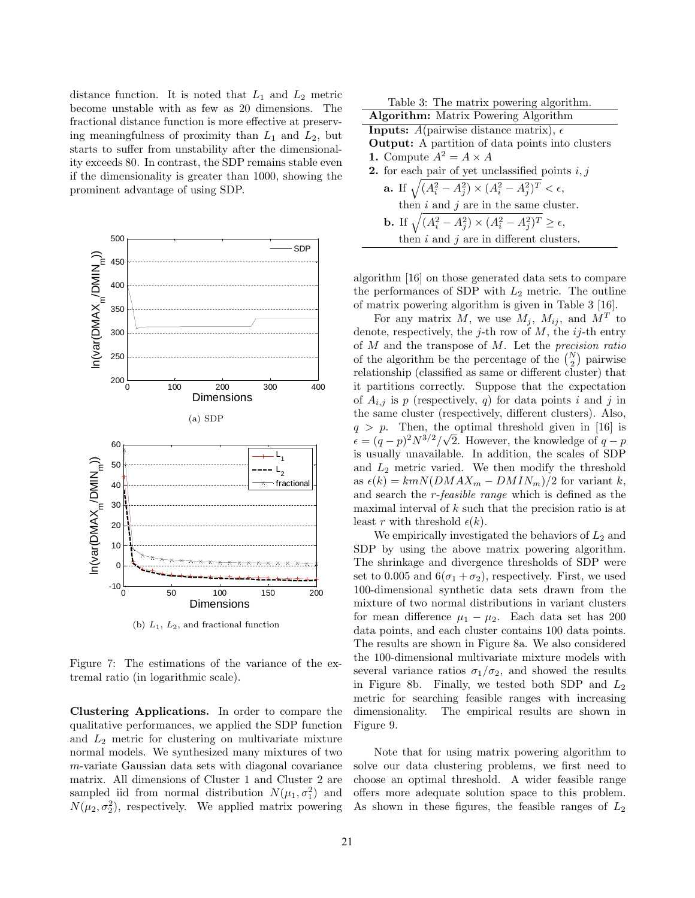distance function. It is noted that $L_1$ and $L_2$ metric become unstable with as few as 20 dimensions. The fractional distance function is more effective at preserving meaningfulness of proximity than $L_1$ and $L_2$, but starts to suffer from unstability after the dimensionality exceeds 80. In contrast, the SDP remains stable even if the dimensionality is greater than 1000, showing the prominent advantage of using SDP.

(a) SDP

(b) $L_1$, $L_2$, and fractional function

Figure 7: The estimations of the variance of the extremal ratio (in logarithmic scale).

**Clustering Applications.** In order to compare the qualitative performances, we applied the SDP function and $L_2$ metric for clustering on multivariate mixture normal models. We synthesized many mixtures of two $m$-variate Gaussian data sets with diagonal covariance matrix. All dimensions of Cluster 1 and Cluster 2 are sampled iid from normal distribution $N(\mu_1, \sigma_1^2)$ and $N(\mu_2, \sigma_2^2)$, respectively. We applied matrix powering algorithm [16] on those generated data sets to compare the performances of SDP with $L_2$ metric. The outline of matrix powering algorithm is given in Table 3 [16].

Table 3: The matrix powering algorithm.

| **Algorithm:** Matrix Powering Algorithm |
|---|
| **Inputs:** $A$(pairwise distance matrix), $\epsilon$ |
| **Output:** A partition of data points into clusters |
| **1.** Compute $A^2 = A \times A$ |
| **2.** for each pair of yet unclassified points $i, j$ |
| **a.** If $\sqrt{(A_i^2 - A_j^2) \times (A_i^2 - A_j^2)^T} < \epsilon$, then $i$ and $j$ are in the same cluster. |
| **b.** If $\sqrt{(A_i^2 - A_j^2) \times (A_i^2 - A_j^2)^T} \geq \epsilon$, then $i$ and $j$ are in different clusters. |

For any matrix $M$, we use $M_j$, $M_{ij}$, and $M^T$ to denote, respectively, the $j$-th row of $M$, the $ij$-th entry of $M$ and the transpose of $M$. Let the *precision ratio* of the algorithm be the percentage of the $\binom{N}{2}$ pairwise relationship (classified as same or different cluster) that it partitions correctly. Suppose that the expectation of $A_{i,j}$ is $p$ (respectively, $q$) for data points $i$ and $j$ in the same cluster (respectively, different clusters). Also, $q > p$. Then, the optimal threshold given in [16] is $\epsilon = (q-p)^2 N^{3/2}/\sqrt{2}$. However, the knowledge of $q - p$ is usually unavailable. In addition, the scales of SDP and $L_2$ metric varied. We then modify the threshold as $\epsilon(k) = kmN(DMAX_m - DMIN_m)/2$ for variant $k$, and search the *r-feasible range* which is defined as the maximal interval of $k$ such that the precision ratio is at least $r$ with threshold $\epsilon(k)$.

We empirically investigated the behaviors of $L_2$ and SDP by using the above matrix powering algorithm. The shrinkage and divergence thresholds of SDP were set to 0.005 and $6(\sigma_1 + \sigma_2)$, respectively. First, we used 100-dimensional synthetic data sets drawn from the mixture of two normal distributions in variant clusters for mean difference $\mu_1 - \mu_2$. Each data set has 200 data points, and each cluster contains 100 data points. The results are shown in Figure 8a. We also considered the 100-dimensional multivariate mixture models with several variance ratios $\sigma_1/\sigma_2$, and showed the results in Figure 8b. Finally, we tested both SDP and $L_2$ metric for searching feasible ranges with increasing dimensionality. The empirical results are shown in Figure 9.

Note that for using matrix powering algorithm to solve our data clustering problems, we first need to choose an optimal threshold. A wider feasible range offers more adequate solution space to this problem. As shown in these figures, the feasible ranges of $L_2$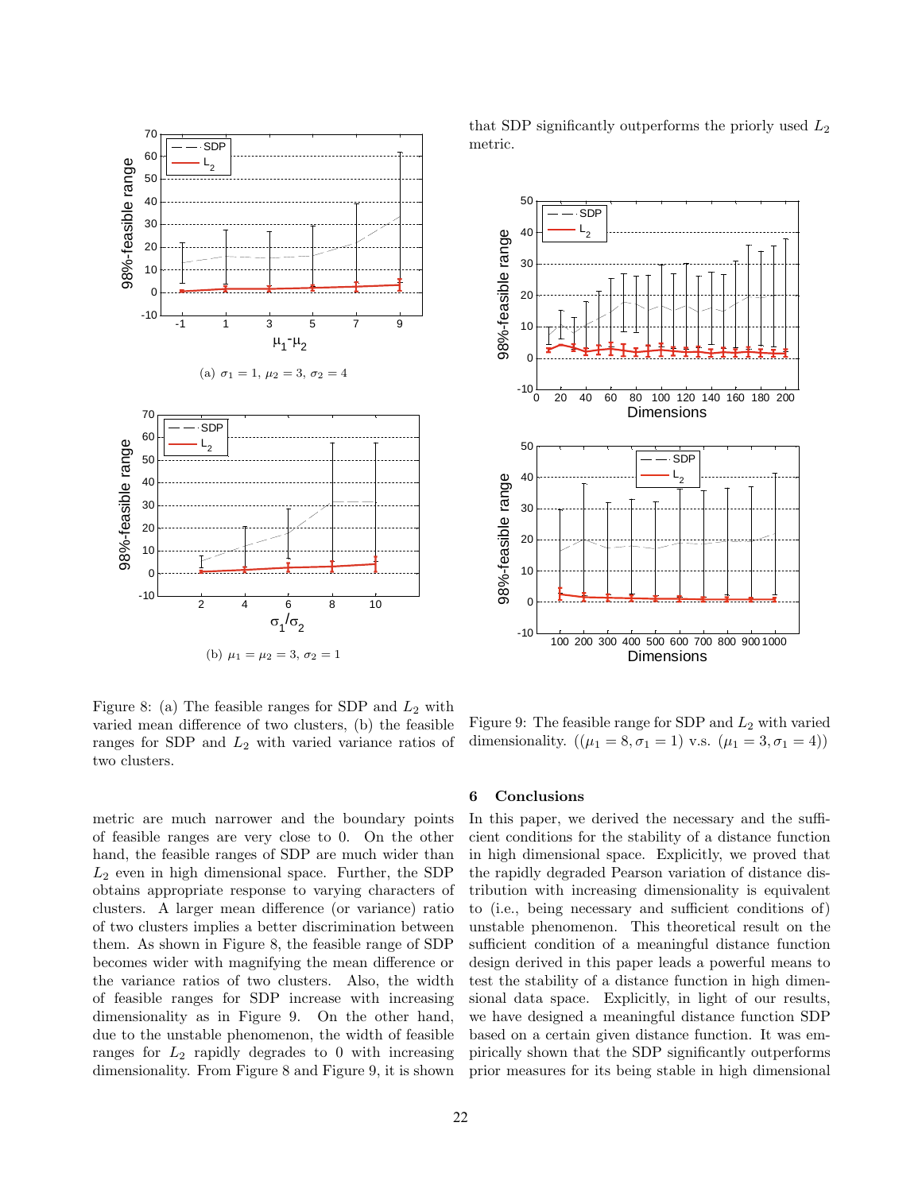Figure 8: (a) The feasible ranges for SDP and $L_2$ with varied mean difference of two clusters, (b) the feasible ranges for SDP and $L_2$ with varied variance ratios of two clusters.

metric are much narrower and the boundary points of feasible ranges are very close to 0. On the other hand, the feasible ranges of SDP are much wider than $L_2$ even in high dimensional space. Further, the SDP obtains appropriate response to varying characters of clusters. A larger mean difference (or variance) ratio of two clusters implies a better discrimination between them. As shown in Figure 8, the feasible range of SDP becomes wider with magnifying the mean difference or the variance ratios of two clusters. Also, the width of feasible ranges for SDP increase with increasing dimensionality as in Figure 9. On the other hand, due to the unstable phenomenon, the width of feasible ranges for $L_2$ rapidly degrades to 0 with increasing dimensionality. From Figure 8 and Figure 9, it is shown that SDP significantly outperforms the priorly used $L_2$ metric.

Figure 9: The feasible range for SDP and $L_2$ with varied dimensionality. ($(\mu_1 = 8, \sigma_1 = 1)$ v.s. $(\mu_1 = 3, \sigma_1 = 4)$)

## 6 Conclusions

In this paper, we derived the necessary and the sufficient conditions for the stability of a distance function in high dimensional space. Explicitly, we proved that the rapidly degraded Pearson variation of distance distribution with increasing dimensionality is equivalent to (i.e., being necessary and sufficient conditions of) unstable phenomenon. This theoretical result on the sufficient condition of a meaningful distance function design derived in this paper leads a powerful means to test the stability of a distance function in high dimensional data space. Explicitly, in light of our results, we have designed a meaningful distance function SDP based on a certain given distance function. It was empirically shown that the SDP significantly outperforms prior measures for its being stable in high dimensional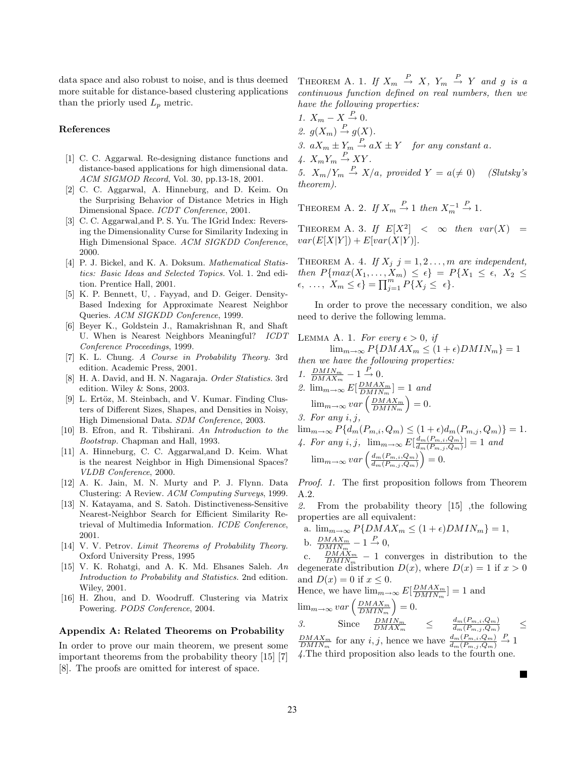data space and also robust to noise, and is thus deemed more suitable for distance-based clustering applications than the priorly used $L_p$ metric.

### References

[1] C. C. Aggarwal. Re-designing distance functions and distance-based applications for high dimensional data. *ACM SIGMOD Record*, Vol. 30, pp.13-18, 2001.

[2] C. C. Aggarwal, A. Hinneburg, and D. Keim. On the Surprising Behavior of Distance Metrics in High Dimensional Space. *ICDT Conference*, 2001.

[3] C. C. Aggarwal,and P. S. Yu. The IGrid Index: Reversing the Dimensionality Curse for Similarity Indexing in High Dimensional Space. *ACM SIGKDD Conference*, 2000.

[4] P. J. Bickel, and K. A. Doksum. *Mathematical Statistics: Basic Ideas and Selected Topics.* Vol. 1. 2nd edition. Prentice Hall, 2001.

[5] K. P. Bennett, U, . Fayyad, and D. Geiger. Density-Based Indexing for Approximate Nearest Neighbor Queries. *ACM SIGKDD Conference*, 1999.

[6] Beyer K., Goldstein J., Ramakrishnan R, and Shaft U. When is Nearest Neighbors Meaningful? *ICDT Conference Proceedings*, 1999.

[7] K. L. Chung. *A Course in Probability Theory.* 3rd edition. Academic Press, 2001.

[8] H. A. David, and H. N. Nagaraja. *Order Statistics.* 3rd edition. Wiley & Sons, 2003.

[9] L. Ertöz, M. Steinbach, and V. Kumar. Finding Clusters of Different Sizes, Shapes, and Densities in Noisy, High Dimensional Data. *SDM Conference*, 2003.

[10] B. Efron, and R. Tibshirani. *An Introduction to the Bootstrap.* Chapman and Hall, 1993.

[11] A. Hinneburg, C. C. Aggarwal,and D. Keim. What is the nearest Neighbor in High Dimensional Spaces? *VLDB Conference*, 2000.

[12] A. K. Jain, M. N. Murty and P. J. Flynn. Data Clustering: A Review. *ACM Computing Surveys*, 1999.

[13] N. Katayama, and S. Satoh. Distinctiveness-Sensitive Nearest-Neighbor Search for Efficient Similarity Retrieval of Multimedia Information. *ICDE Conference*, 2001.

[14] V. V. Petrov. *Limit Theorems of Probability Theory.* Oxford University Press, 1995

[15] V. K. Rohatgi, and A. K. Md. Ehsanes Saleh. *An Introduction to Probability and Statistics.* 2nd edition. Wiley, 2001.

[16] H. Zhou, and D. Woodruff. Clustering via Matrix Powering. *PODS Conference*, 2004.

### Appendix A: Related Theorems on Probability

In order to prove our main theorem, we present some important theorems from the probability theory [15] [7] [8]. The proofs are omitted for interest of space.

THEOREM A. 1. *If $X_m \xrightarrow{P} X$, $Y_m \xrightarrow{P} Y$ and $g$ is a continuous function defined on real numbers, then we have the following properties:*

1. $X_m - X \xrightarrow{P} 0$.
2. $g(X_m) \xrightarrow{P} g(X)$.
3. $aX_m \pm Y_m \xrightarrow{P} aX \pm Y$ *for any constant $a$.*
4. $X_m Y_m \xrightarrow{P} XY$.
5. $X_m/Y_m \xrightarrow{P} X/a$, *provided $Y = a (\neq 0)$ (Slutsky's theorem).*

THEOREM A. 2. *If $X_m \xrightarrow{P} 1$ then $X_m^{-1} \xrightarrow{P} 1$.*

THEOREM A. 3. *If $E[X^2] < \infty$ then $var(X) = var(E[X|Y]) + E[var(X|Y)]$.*

THEOREM A. 4. *If $X_j$ $j = 1, 2 \ldots, m$ are independent, then $P\{max(X_1, \ldots, X_m) \leq \epsilon\} = P\{X_1 \leq \epsilon,\ X_2 \leq \epsilon,\ \ldots,\ X_m \leq \epsilon\} = \prod_{j=1}^{m} P\{X_j \leq \epsilon\}$.*

In order to prove the necessary condition, we also need to derive the following lemma.

LEMMA A. 1. *For every $\epsilon > 0$, if*

$$\lim_{m\to\infty} P\{DMAX_m \leq (1+\epsilon)DMIN_m\} = 1$$

*then we have the following properties:*

1. $\frac{DMIN_m}{DMAX_m} - 1 \xrightarrow{P} 0$.
2. $\lim_{m\to\infty} E[\frac{DMAX_m}{DMIN_m}] = 1$ *and* $\lim_{m\to\infty} var\left(\frac{DMAX_m}{DMIN_m}\right) = 0$.
3. *For any $i, j$,* $\lim_{m\to\infty} P\{d_m(P_{m,i}, Q_m) \leq (1+\epsilon) d_m(P_{m,j}, Q_m)\} = 1$.
4. *For any $i, j$,* $\lim_{m\to\infty} E[\frac{d_m(P_{m,i},Q_m)}{d_m(P_{m,j},Q_m)}] = 1$ *and* $\lim_{m\to\infty} var\left(\frac{d_m(P_{m,i},Q_m)}{d_m(P_{m,j},Q_m)}\right) = 0$.

*Proof. 1.* The first proposition follows from Theorem A.2.

*2.* From the probability theory [15] ,the following properties are all equivalent:

a. $\lim_{m\to\infty} P\{DMAX_m \leq (1+\epsilon)DMIN_m\} = 1$,

b. $\frac{DMAX_m}{DMIN_m} - 1 \xrightarrow{P} 0$,

c. $\frac{DMAX_m}{DMIN_m} - 1$ converges in distribution to the degenerate distribution $D(x)$, where $D(x) = 1$ if $x > 0$ and $D(x) = 0$ if $x \leq 0$.

Hence, we have $\lim_{m\to\infty} E[\frac{DMAX_m}{DMIN_m}] = 1$ and $\lim_{m\to\infty} var\left(\frac{DMAX_m}{DMIN_m}\right) = 0$.

*3.* Since $\frac{DMIN_m}{DMAX_m} \leq \frac{d_m(P_{m,i},Q_m)}{d_m(P_{m,j},Q_m)} \leq \frac{DMAX_m}{DMIN_m}$ for any $i, j$, hence we have $\frac{d_m(P_{m,i},Q_m)}{d_m(P_{m,j},Q_m)} \xrightarrow{P} 1$

*4.*The third proposition also leads to the fourth one.

■